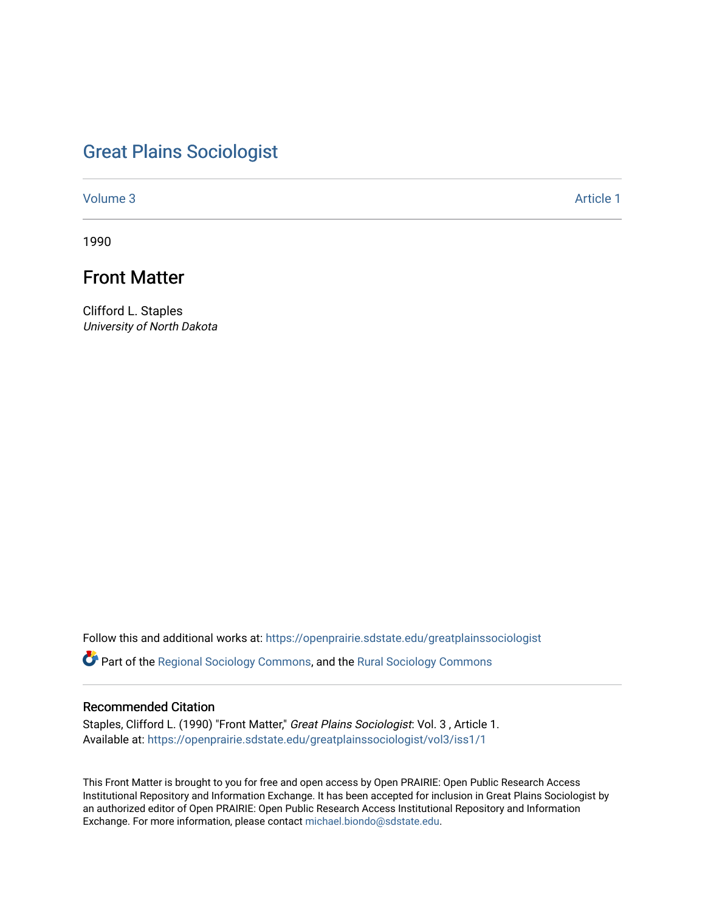# Great Plains Sociologist

Volume 3 Article 1

1990

## Front Matter

Clifford L. Staples
*University of North Dakota*

Follow this and additional works at: https://openprairie.sdstate.edu/greatplainssociologist

Part of the Regional Sociology Commons, and the Rural Sociology Commons

### Recommended Citation

Staples, Clifford L. (1990) "Front Matter," *Great Plains Sociologist*: Vol. 3 , Article 1.
Available at: https://openprairie.sdstate.edu/greatplainssociologist/vol3/iss1/1

This Front Matter is brought to you for free and open access by Open PRAIRIE: Open Public Research Access Institutional Repository and Information Exchange. It has been accepted for inclusion in Great Plains Sociologist by an authorized editor of Open PRAIRIE: Open Public Research Access Institutional Repository and Information Exchange. For more information, please contact michael.biondo@sdstate.edu.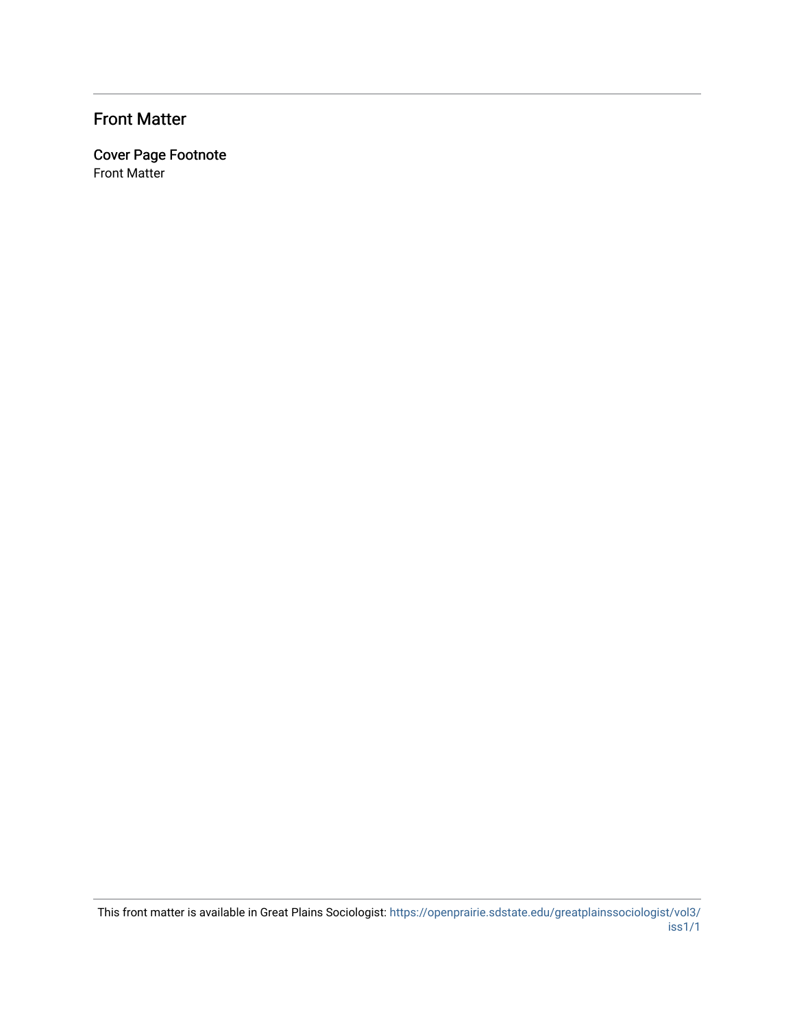# Front Matter

## Cover Page Footnote

Front Matter

This front matter is available in Great Plains Sociologist: https://openprairie.sdstate.edu/greatplainssociologist/vol3/iss1/1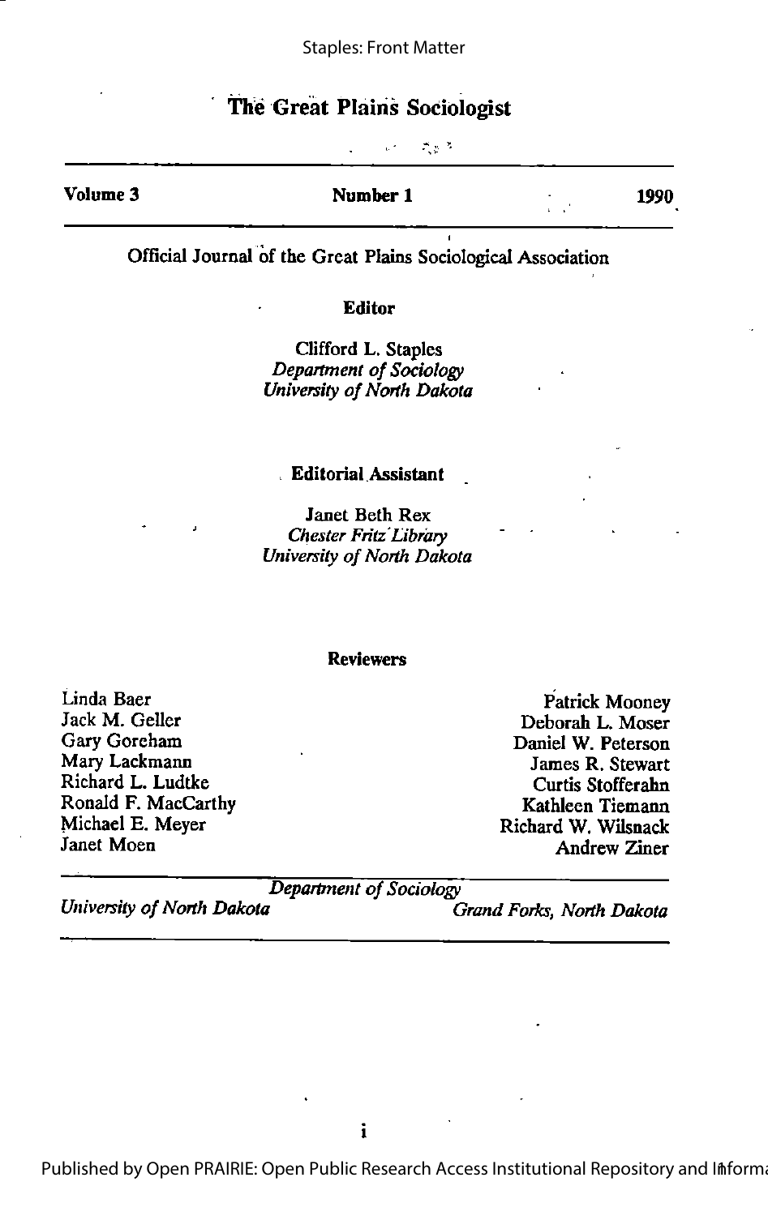# The Great Plains Sociologist

| Volume 3 | Number 1 | 1990 |
|---|---|---|

Official Journal of the Great Plains Sociological Association

**Editor**

Clifford L. Staples
*Department of Sociology*
*University of North Dakota*

**Editorial Assistant**

Janet Beth Rex
*Chester Fritz Library*
*University of North Dakota*

**Reviewers**

Linda Baer
Jack M. Geller
Gary Goreham
Mary Lackmann
Richard L. Ludtke
Ronald F. MacCarthy
Michael E. Meyer
Janet Moen
Patrick Mooney
Deborah L. Moser
Daniel W. Peterson
James R. Stewart
Curtis Stofferahn
Kathleen Tiemann
Richard W. Wilsnack
Andrew Ziner

*Department of Sociology*
*University of North Dakota* *Grand Forks, North Dakota*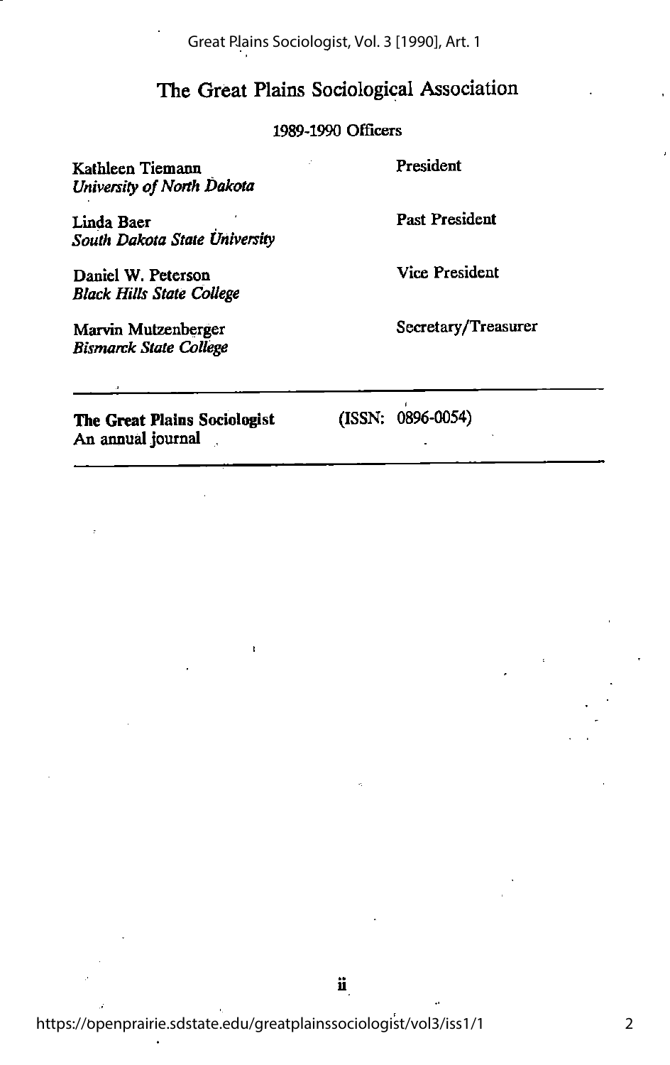# The Great Plains Sociological Association

1989-1990 Officers

| | |
|---|---|
| Kathleen Tiemann<br>*University of North Dakota* | President |
| Linda Baer<br>*South Dakota State University* | Past President |
| Daniel W. Peterson<br>*Black Hills State College* | Vice President |
| Marvin Mutzenberger<br>*Bismarck State College* | Secretary/Treasurer |

---

**The Great Plains Sociologist** (ISSN: 0896-0054)
An annual journal

---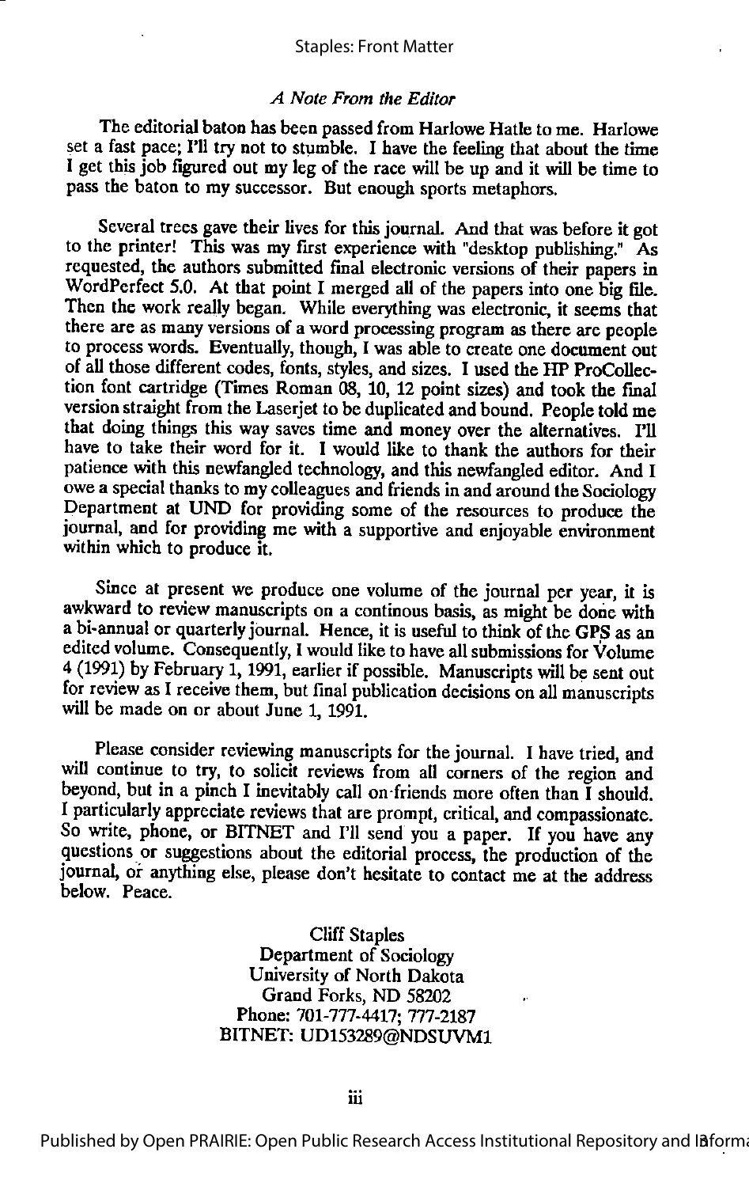*A Note From the Editor*

The editorial baton has been passed from Harlowe Hatle to me. Harlowe set a fast pace; I'll try not to stumble. I have the feeling that about the time I get this job figured out my leg of the race will be up and it will be time to pass the baton to my successor. But enough sports metaphors.

Several trees gave their lives for this journal. And that was before it got to the printer! This was my first experience with "desktop publishing." As requested, the authors submitted final electronic versions of their papers in WordPerfect 5.0. At that point I merged all of the papers into one big file. Then the work really began. While everything was electronic, it seems that there are as many versions of a word processing program as there are people to process words. Eventually, though, I was able to create one document out of all those different codes, fonts, styles, and sizes. I used the HP ProCollection font cartridge (Times Roman 08, 10, 12 point sizes) and took the final version straight from the Laserjet to be duplicated and bound. People told me that doing things this way saves time and money over the alternatives. I'll have to take their word for it. I would like to thank the authors for their patience with this newfangled technology, and this newfangled editor. And I owe a special thanks to my colleagues and friends in and around the Sociology Department at UND for providing some of the resources to produce the journal, and for providing me with a supportive and enjoyable environment within which to produce it.

Since at present we produce one volume of the journal per year, it is awkward to review manuscripts on a continous basis, as might be done with a bi-annual or quarterly journal. Hence, it is useful to think of the GPS as an edited volume. Consequently, I would like to have all submissions for Volume 4 (1991) by February 1, 1991, earlier if possible. Manuscripts will be sent out for review as I receive them, but final publication decisions on all manuscripts will be made on or about June 1, 1991.

Please consider reviewing manuscripts for the journal. I have tried, and will continue to try, to solicit reviews from all corners of the region and beyond, but in a pinch I inevitably call on friends more often than I should. I particularly appreciate reviews that are prompt, critical, and compassionate. So write, phone, or BITNET and I'll send you a paper. If you have any questions or suggestions about the editorial process, the production of the journal, or anything else, please don't hesitate to contact me at the address below. Peace.

Cliff Staples
Department of Sociology
University of North Dakota
Grand Forks, ND 58202
Phone: 701-777-4417; 777-2187
BITNET: UD153289@NDSUVM1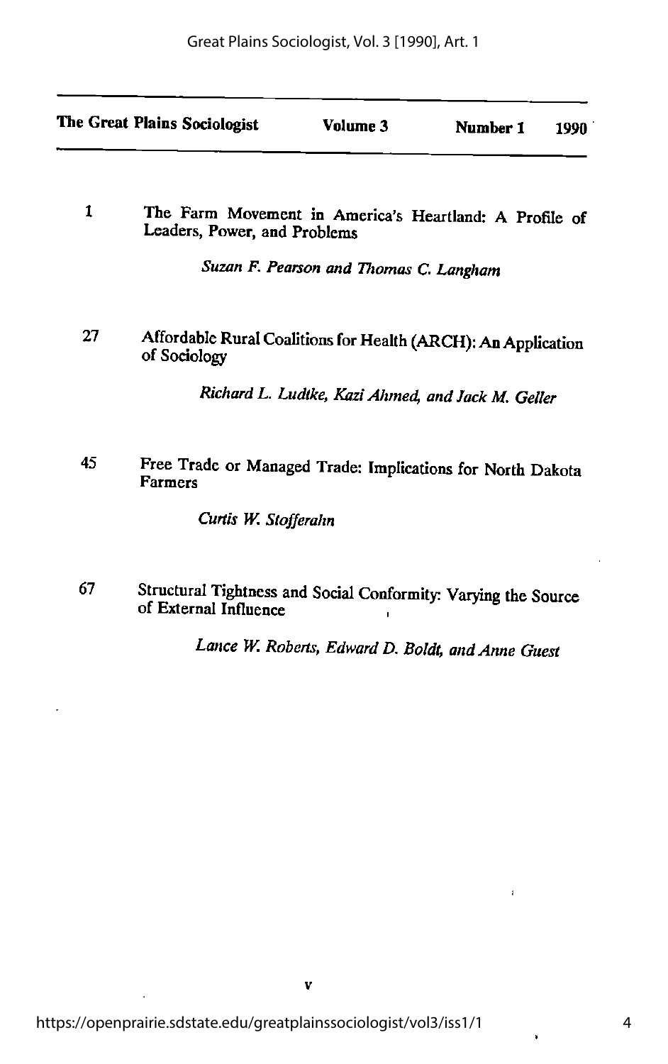| The Great Plains Sociologist | Volume 3 | Number 1 | 1990 |
| --- | --- | --- | --- |

1 The Farm Movement in America's Heartland: A Profile of Leaders, Power, and Problems

*Suzan F. Pearson and Thomas C. Langham*

27 Affordable Rural Coalitions for Health (ARCH): An Application of Sociology

*Richard L. Ludtke, Kazi Ahmed, and Jack M. Geller*

45 Free Trade or Managed Trade: Implications for North Dakota Farmers

*Curtis W. Stofferahn*

67 Structural Tightness and Social Conformity: Varying the Source of External Influence

*Lance W. Roberts, Edward D. Boldt, and Anne Guest*